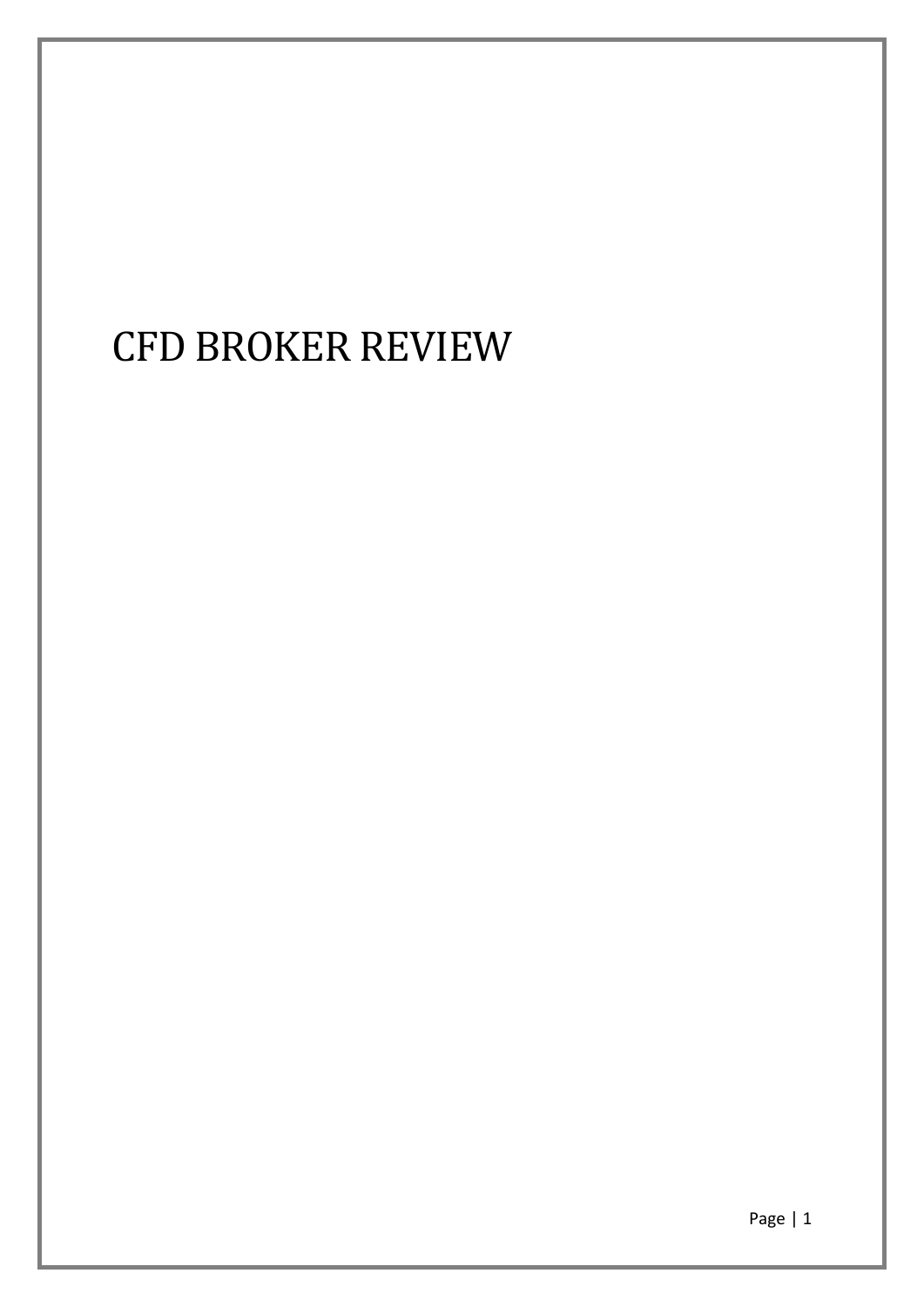# CFD BROKER REVIEW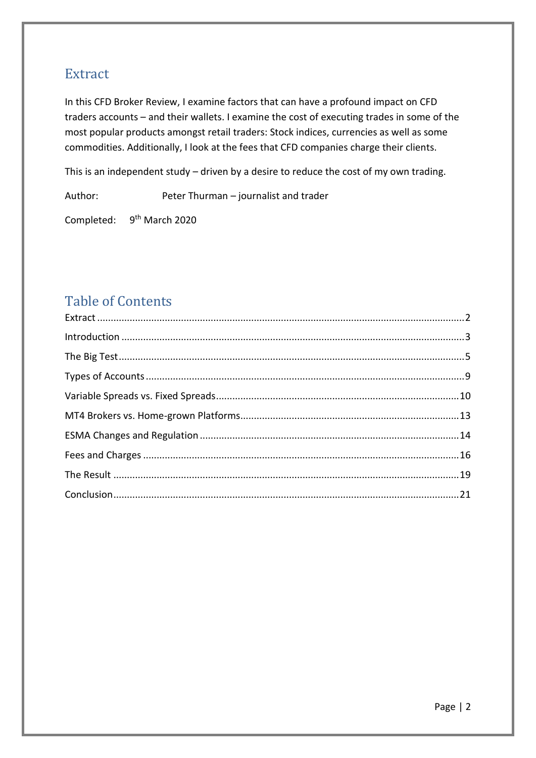## Extract

In this CFD Broker Review, I examine factors that can have a profound impact on CFD traders accounts – and their wallets. I examine the cost of executing trades in some of the most popular products amongst retail traders: Stock indices, currencies as well as some commodities. Additionally, I look at the fees that CFD companies charge their clients.

This is an independent study – driven by a desire to reduce the cost of my own trading.

Author: Peter Thurman – journalist and trader

Completed: 9th March 2020

## Table of Contents

- Extract ........ 2
- Introduction ........ 3
- The Big Test ........ 5
- Types of Accounts ........ 9
- Variable Spreads vs. Fixed Spreads ........ 10
- MT4 Brokers vs. Home-grown Platforms ........ 13
- ESMA Changes and Regulation ........ 14
- Fees and Charges ........ 16
- The Result ........ 19
- Conclusion ........ 21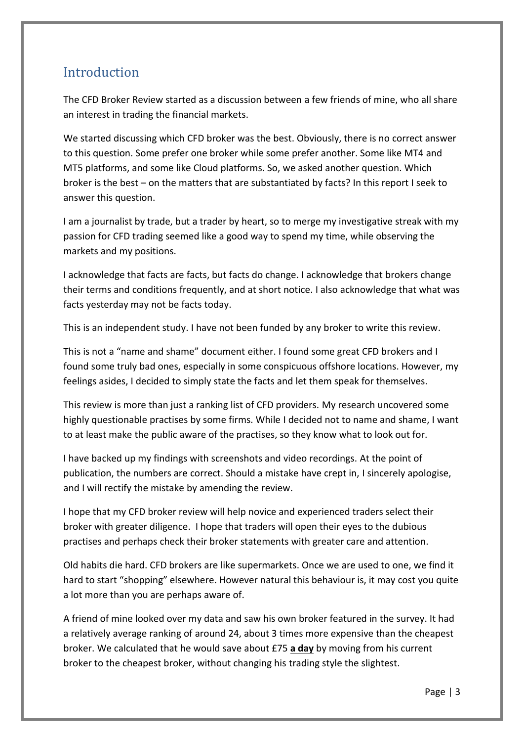## Introduction

The CFD Broker Review started as a discussion between a few friends of mine, who all share an interest in trading the financial markets.

We started discussing which CFD broker was the best. Obviously, there is no correct answer to this question. Some prefer one broker while some prefer another. Some like MT4 and MT5 platforms, and some like Cloud platforms. So, we asked another question. Which broker is the best – on the matters that are substantiated by facts? In this report I seek to answer this question.

I am a journalist by trade, but a trader by heart, so to merge my investigative streak with my passion for CFD trading seemed like a good way to spend my time, while observing the markets and my positions.

I acknowledge that facts are facts, but facts do change. I acknowledge that brokers change their terms and conditions frequently, and at short notice. I also acknowledge that what was facts yesterday may not be facts today.

This is an independent study. I have not been funded by any broker to write this review.

This is not a "name and shame" document either. I found some great CFD brokers and I found some truly bad ones, especially in some conspicuous offshore locations. However, my feelings asides, I decided to simply state the facts and let them speak for themselves.

This review is more than just a ranking list of CFD providers. My research uncovered some highly questionable practises by some firms. While I decided not to name and shame, I want to at least make the public aware of the practises, so they know what to look out for.

I have backed up my findings with screenshots and video recordings. At the point of publication, the numbers are correct. Should a mistake have crept in, I sincerely apologise, and I will rectify the mistake by amending the review.

I hope that my CFD broker review will help novice and experienced traders select their broker with greater diligence. I hope that traders will open their eyes to the dubious practises and perhaps check their broker statements with greater care and attention.

Old habits die hard. CFD brokers are like supermarkets. Once we are used to one, we find it hard to start "shopping" elsewhere. However natural this behaviour is, it may cost you quite a lot more than you are perhaps aware of.

A friend of mine looked over my data and saw his own broker featured in the survey. It had a relatively average ranking of around 24, about 3 times more expensive than the cheapest broker. We calculated that he would save about £75 **a day** by moving from his current broker to the cheapest broker, without changing his trading style the slightest.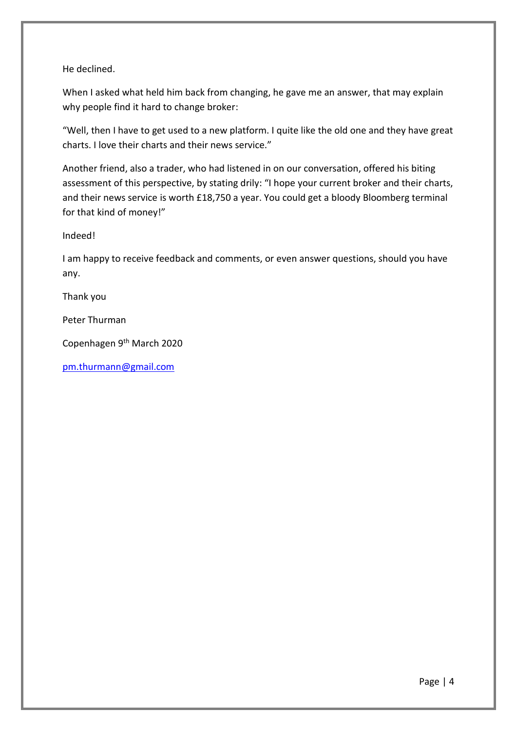He declined.

When I asked what held him back from changing, he gave me an answer, that may explain why people find it hard to change broker:

"Well, then I have to get used to a new platform. I quite like the old one and they have great charts. I love their charts and their news service."

Another friend, also a trader, who had listened in on our conversation, offered his biting assessment of this perspective, by stating drily: "I hope your current broker and their charts, and their news service is worth £18,750 a year. You could get a bloody Bloomberg terminal for that kind of money!"

Indeed!

I am happy to receive feedback and comments, or even answer questions, should you have any.

Thank you

Peter Thurman

Copenhagen 9th March 2020

pm.thurmann@gmail.com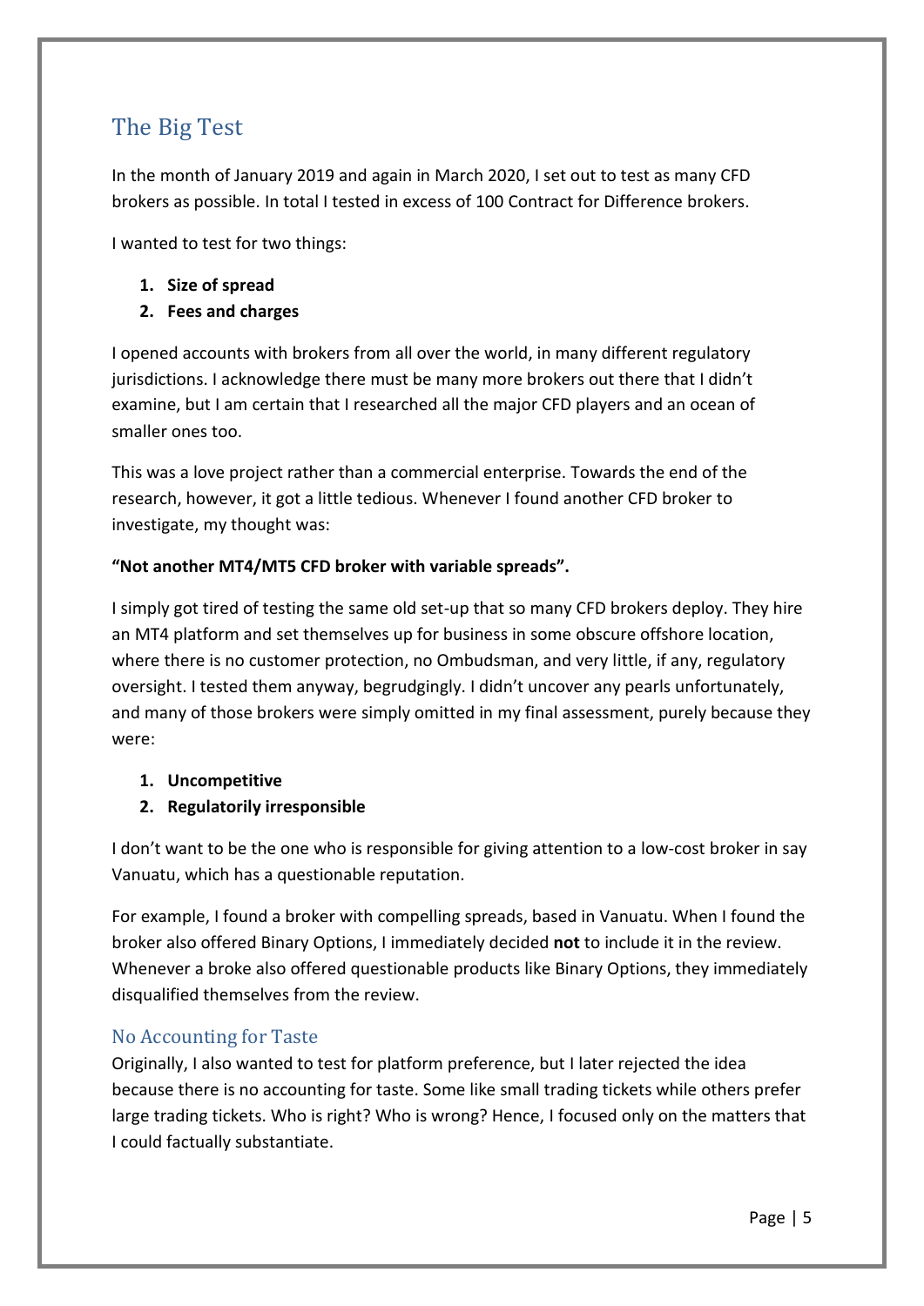## The Big Test

In the month of January 2019 and again in March 2020, I set out to test as many CFD brokers as possible. In total I tested in excess of 100 Contract for Difference brokers.

I wanted to test for two things:

1. **Size of spread**
2. **Fees and charges**

I opened accounts with brokers from all over the world, in many different regulatory jurisdictions. I acknowledge there must be many more brokers out there that I didn't examine, but I am certain that I researched all the major CFD players and an ocean of smaller ones too.

This was a love project rather than a commercial enterprise. Towards the end of the research, however, it got a little tedious. Whenever I found another CFD broker to investigate, my thought was:

**"Not another MT4/MT5 CFD broker with variable spreads".**

I simply got tired of testing the same old set-up that so many CFD brokers deploy. They hire an MT4 platform and set themselves up for business in some obscure offshore location, where there is no customer protection, no Ombudsman, and very little, if any, regulatory oversight. I tested them anyway, begrudgingly. I didn't uncover any pearls unfortunately, and many of those brokers were simply omitted in my final assessment, purely because they were:

1. **Uncompetitive**
2. **Regulatorily irresponsible**

I don't want to be the one who is responsible for giving attention to a low-cost broker in say Vanuatu, which has a questionable reputation.

For example, I found a broker with compelling spreads, based in Vanuatu. When I found the broker also offered Binary Options, I immediately decided **not** to include it in the review. Whenever a broke also offered questionable products like Binary Options, they immediately disqualified themselves from the review.

### No Accounting for Taste

Originally, I also wanted to test for platform preference, but I later rejected the idea because there is no accounting for taste. Some like small trading tickets while others prefer large trading tickets. Who is right? Who is wrong? Hence, I focused only on the matters that I could factually substantiate.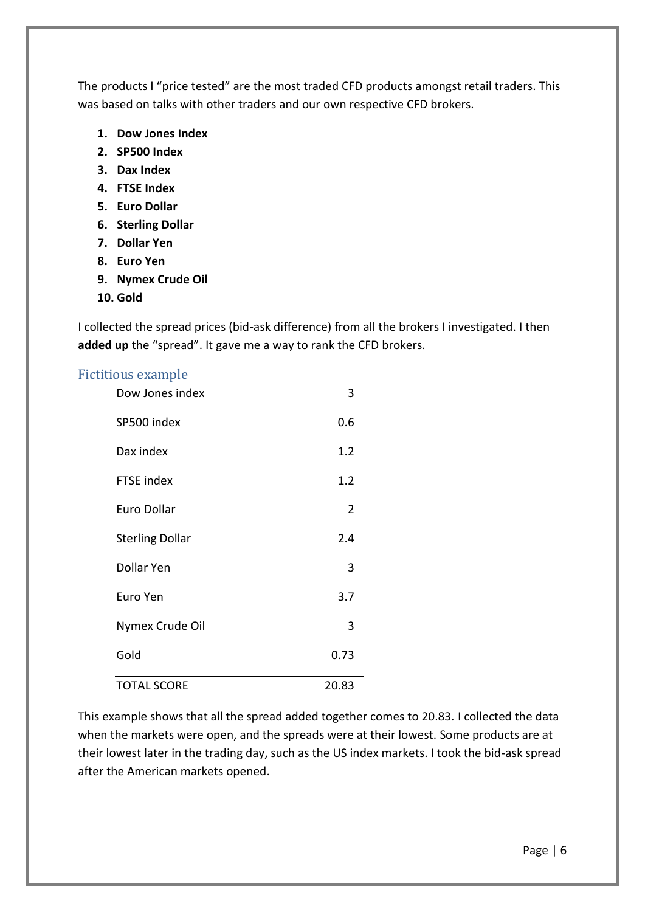The products I "price tested" are the most traded CFD products amongst retail traders. This was based on talks with other traders and our own respective CFD brokers.

1. **Dow Jones Index**
2. **SP500 Index**
3. **Dax Index**
4. **FTSE Index**
5. **Euro Dollar**
6. **Sterling Dollar**
7. **Dollar Yen**
8. **Euro Yen**
9. **Nymex Crude Oil**
10. **Gold**

I collected the spread prices (bid-ask difference) from all the brokers I investigated. I then **added up** the "spread". It gave me a way to rank the CFD brokers.

### Fictitious example

| | |
|---|---|
| Dow Jones index | 3 |
| SP500 index | 0.6 |
| Dax index | 1.2 |
| FTSE index | 1.2 |
| Euro Dollar | 2 |
| Sterling Dollar | 2.4 |
| Dollar Yen | 3 |
| Euro Yen | 3.7 |
| Nymex Crude Oil | 3 |
| Gold | 0.73 |
| TOTAL SCORE | 20.83 |

This example shows that all the spread added together comes to 20.83. I collected the data when the markets were open, and the spreads were at their lowest. Some products are at their lowest later in the trading day, such as the US index markets. I took the bid-ask spread after the American markets opened.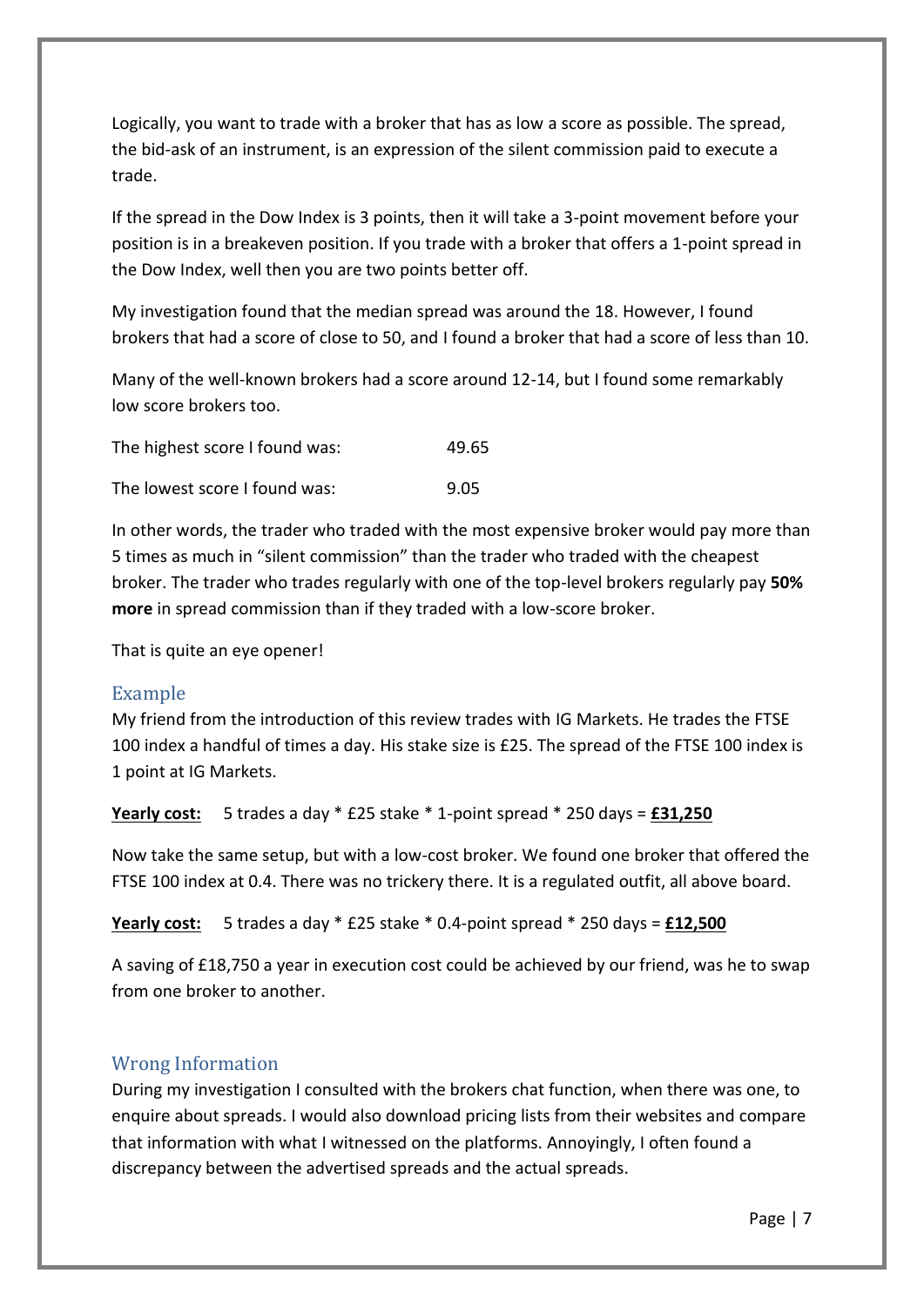Logically, you want to trade with a broker that has as low a score as possible. The spread, the bid-ask of an instrument, is an expression of the silent commission paid to execute a trade.

If the spread in the Dow Index is 3 points, then it will take a 3-point movement before your position is in a breakeven position. If you trade with a broker that offers a 1-point spread in the Dow Index, well then you are two points better off.

My investigation found that the median spread was around the 18. However, I found brokers that had a score of close to 50, and I found a broker that had a score of less than 10.

Many of the well-known brokers had a score around 12-14, but I found some remarkably low score brokers too.

| | |
|---|---|
| The highest score I found was: | 49.65 |
| The lowest score I found was: | 9.05 |

In other words, the trader who traded with the most expensive broker would pay more than 5 times as much in "silent commission" than the trader who traded with the cheapest broker. The trader who trades regularly with one of the top-level brokers regularly pay **50% more** in spread commission than if they traded with a low-score broker.

That is quite an eye opener!

## Example

My friend from the introduction of this review trades with IG Markets. He trades the FTSE 100 index a handful of times a day. His stake size is £25. The spread of the FTSE 100 index is 1 point at IG Markets.

**Yearly cost:** 5 trades a day * £25 stake * 1-point spread * 250 days = **£31,250**

Now take the same setup, but with a low-cost broker. We found one broker that offered the FTSE 100 index at 0.4. There was no trickery there. It is a regulated outfit, all above board.

**Yearly cost:** 5 trades a day * £25 stake * 0.4-point spread * 250 days = **£12,500**

A saving of £18,750 a year in execution cost could be achieved by our friend, was he to swap from one broker to another.

## Wrong Information

During my investigation I consulted with the brokers chat function, when there was one, to enquire about spreads. I would also download pricing lists from their websites and compare that information with what I witnessed on the platforms. Annoyingly, I often found a discrepancy between the advertised spreads and the actual spreads.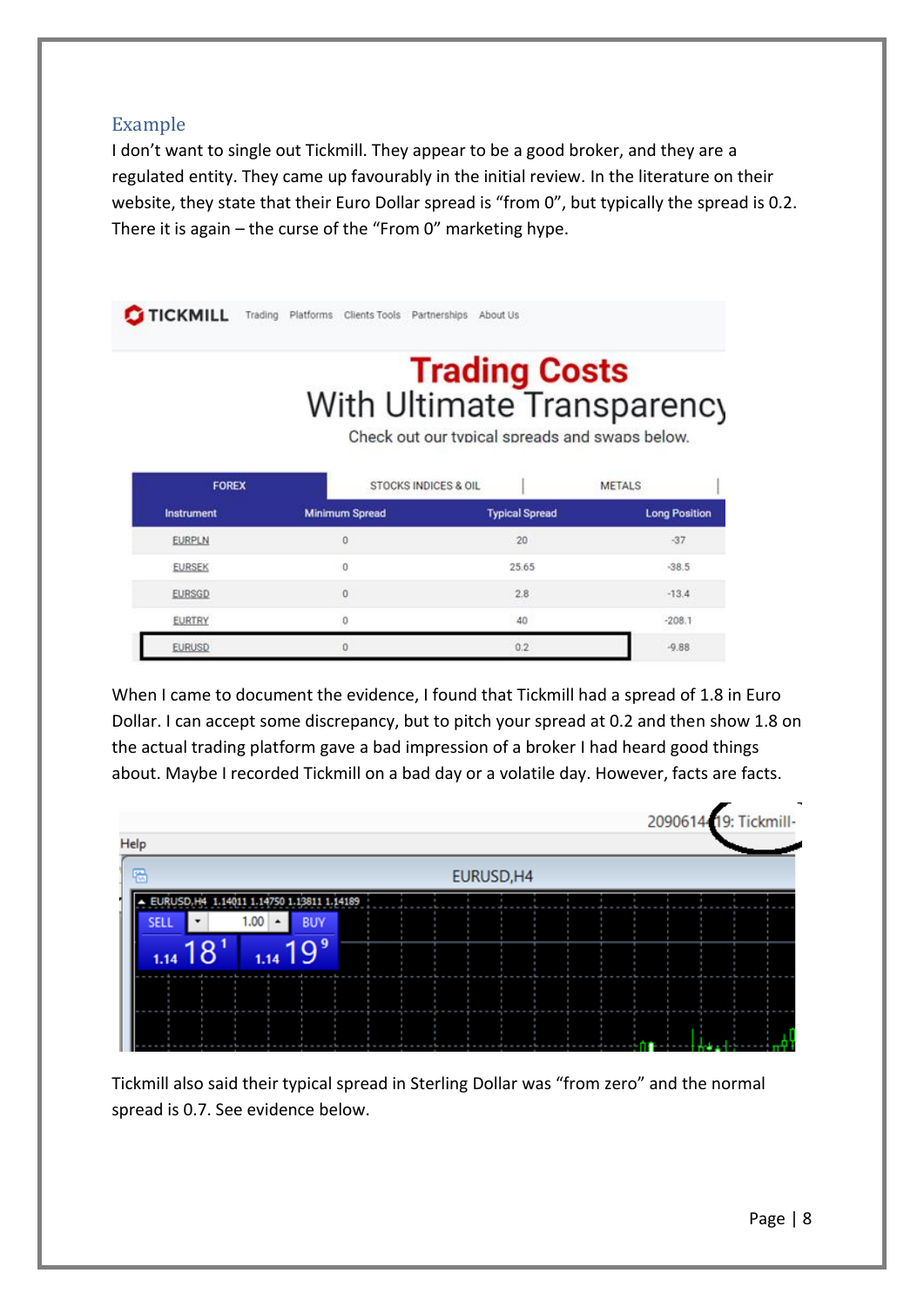### Example

I don't want to single out Tickmill. They appear to be a good broker, and they are a regulated entity. They came up favourably in the initial review. In the literature on their website, they state that their Euro Dollar spread is "from 0", but typically the spread is 0.2. There it is again – the curse of the "From 0" marketing hype.

TICKMILL Trading Platforms Clients Tools Partnerships About Us

**Trading Costs**
With Ultimate Transparency
Check out our typical spreads and swaps below.

FOREX | STOCKS INDICES & OIL | METALS

| Instrument | Minimum Spread | Typical Spread | Long Position |
|---|---|---|---|
| EURPLN | 0 | 20 | -37 |
| EURSEK | 0 | 25.65 | -38.5 |
| EURSGD | 0 | 2.8 | -13.4 |
| EURTRY | 0 | 40 | -208.1 |
| EURUSD | 0 | 0.2 | -9.88 |

When I came to document the evidence, I found that Tickmill had a spread of 1.8 in Euro Dollar. I can accept some discrepancy, but to pitch your spread at 0.2 and then show 1.8 on the actual trading platform gave a bad impression of a broker I had heard good things about. Maybe I recorded Tickmill on a bad day or a volatile day. However, facts are facts.

20906149: Tickmill-
Help
EURUSD,H4
EURUSD,H4 1.14011 1.14750 1.13811 1.14189
SELL 1.00 BUY
1.14 18[1] 1.14 19[9]

Tickmill also said their typical spread in Sterling Dollar was "from zero" and the normal spread is 0.7. See evidence below.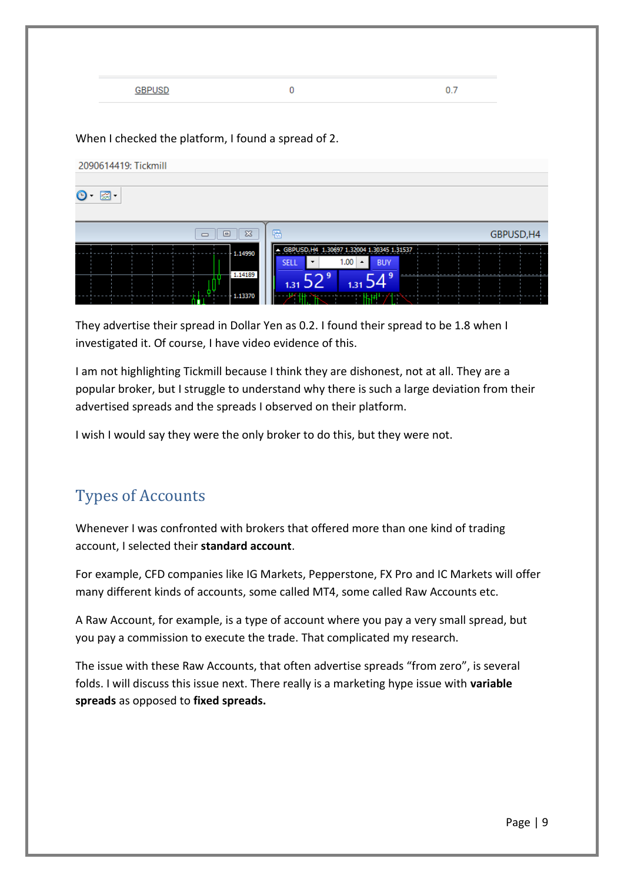| | | |
|---|---|---|
| GBPUSD | 0 | 0.7 |

When I checked the platform, I found a spread of 2.

2090614419: Tickmill

GBPUSD,H4

GBPUSD,H4 1.30697 1.32004 1.30345 1.31537

SELL 1.00 BUY

1.31 52 9 1.31 54 9

1.14990

1.14189

1.13370

They advertise their spread in Dollar Yen as 0.2. I found their spread to be 1.8 when I investigated it. Of course, I have video evidence of this.

I am not highlighting Tickmill because I think they are dishonest, not at all. They are a popular broker, but I struggle to understand why there is such a large deviation from their advertised spreads and the spreads I observed on their platform.

I wish I would say they were the only broker to do this, but they were not.

## Types of Accounts

Whenever I was confronted with brokers that offered more than one kind of trading account, I selected their **standard account**.

For example, CFD companies like IG Markets, Pepperstone, FX Pro and IC Markets will offer many different kinds of accounts, some called MT4, some called Raw Accounts etc.

A Raw Account, for example, is a type of account where you pay a very small spread, but you pay a commission to execute the trade. That complicated my research.

The issue with these Raw Accounts, that often advertise spreads "from zero", is several folds. I will discuss this issue next. There really is a marketing hype issue with **variable spreads** as opposed to **fixed spreads.**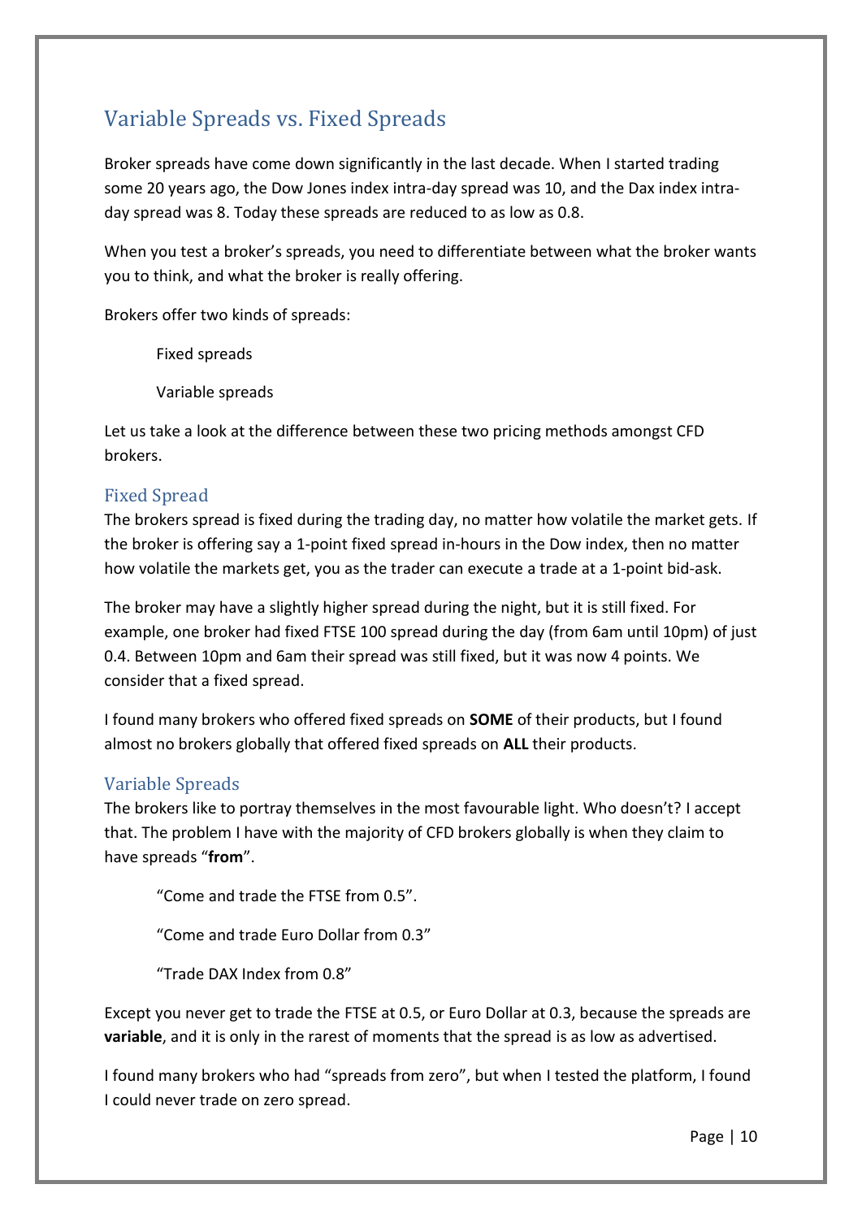## Variable Spreads vs. Fixed Spreads

Broker spreads have come down significantly in the last decade. When I started trading some 20 years ago, the Dow Jones index intra-day spread was 10, and the Dax index intra-day spread was 8. Today these spreads are reduced to as low as 0.8.

When you test a broker's spreads, you need to differentiate between what the broker wants you to think, and what the broker is really offering.

Brokers offer two kinds of spreads:

> Fixed spreads
>
> Variable spreads

Let us take a look at the difference between these two pricing methods amongst CFD brokers.

### Fixed Spread

The brokers spread is fixed during the trading day, no matter how volatile the market gets. If the broker is offering say a 1-point fixed spread in-hours in the Dow index, then no matter how volatile the markets get, you as the trader can execute a trade at a 1-point bid-ask.

The broker may have a slightly higher spread during the night, but it is still fixed. For example, one broker had fixed FTSE 100 spread during the day (from 6am until 10pm) of just 0.4. Between 10pm and 6am their spread was still fixed, but it was now 4 points. We consider that a fixed spread.

I found many brokers who offered fixed spreads on **SOME** of their products, but I found almost no brokers globally that offered fixed spreads on **ALL** their products.

### Variable Spreads

The brokers like to portray themselves in the most favourable light. Who doesn't? I accept that. The problem I have with the majority of CFD brokers globally is when they claim to have spreads "**from**".

> "Come and trade the FTSE from 0.5".
>
> "Come and trade Euro Dollar from 0.3"
>
> "Trade DAX Index from 0.8"

Except you never get to trade the FTSE at 0.5, or Euro Dollar at 0.3, because the spreads are **variable**, and it is only in the rarest of moments that the spread is as low as advertised.

I found many brokers who had "spreads from zero", but when I tested the platform, I found I could never trade on zero spread.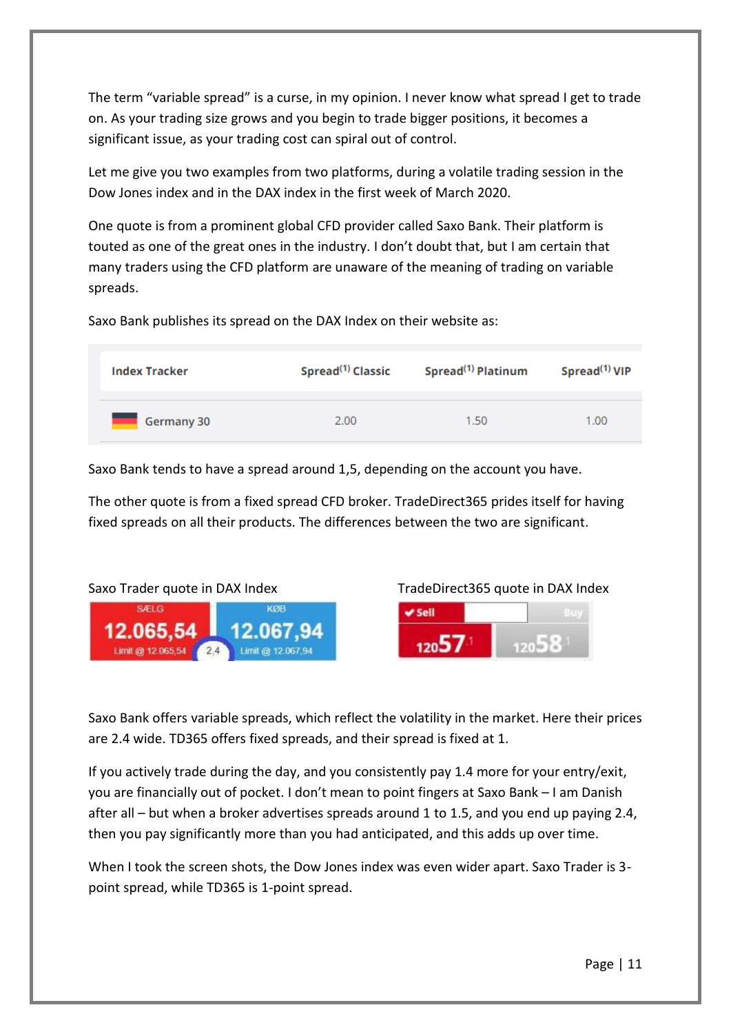The term "variable spread" is a curse, in my opinion. I never know what spread I get to trade on. As your trading size grows and you begin to trade bigger positions, it becomes a significant issue, as your trading cost can spiral out of control.

Let me give you two examples from two platforms, during a volatile trading session in the Dow Jones index and in the DAX index in the first week of March 2020.

One quote is from a prominent global CFD provider called Saxo Bank. Their platform is touted as one of the great ones in the industry. I don't doubt that, but I am certain that many traders using the CFD platform are unaware of the meaning of trading on variable spreads.

Saxo Bank publishes its spread on the DAX Index on their website as:

| Index Tracker | Spread(1) Classic | Spread(1) Platinum | Spread(1) VIP |
|---|---|---|---|
| Germany 30 | 2.00 | 1.50 | 1.00 |

Saxo Bank tends to have a spread around 1,5, depending on the account you have.

The other quote is from a fixed spread CFD broker. TradeDirect365 prides itself for having fixed spreads on all their products. The differences between the two are significant.

Saxo Trader quote in DAX Index

SÆLG 12.065,54 Limit @ 12.065,54 2,4 KØB 12.067,94 Limit @ 12.067,94

TradeDirect365 quote in DAX Index

Sell Buy 12057 1 12058 1

Saxo Bank offers variable spreads, which reflect the volatility in the market. Here their prices are 2.4 wide. TD365 offers fixed spreads, and their spread is fixed at 1.

If you actively trade during the day, and you consistently pay 1.4 more for your entry/exit, you are financially out of pocket. I don't mean to point fingers at Saxo Bank – I am Danish after all – but when a broker advertises spreads around 1 to 1.5, and you end up paying 2.4, then you pay significantly more than you had anticipated, and this adds up over time.

When I took the screen shots, the Dow Jones index was even wider apart. Saxo Trader is 3-point spread, while TD365 is 1-point spread.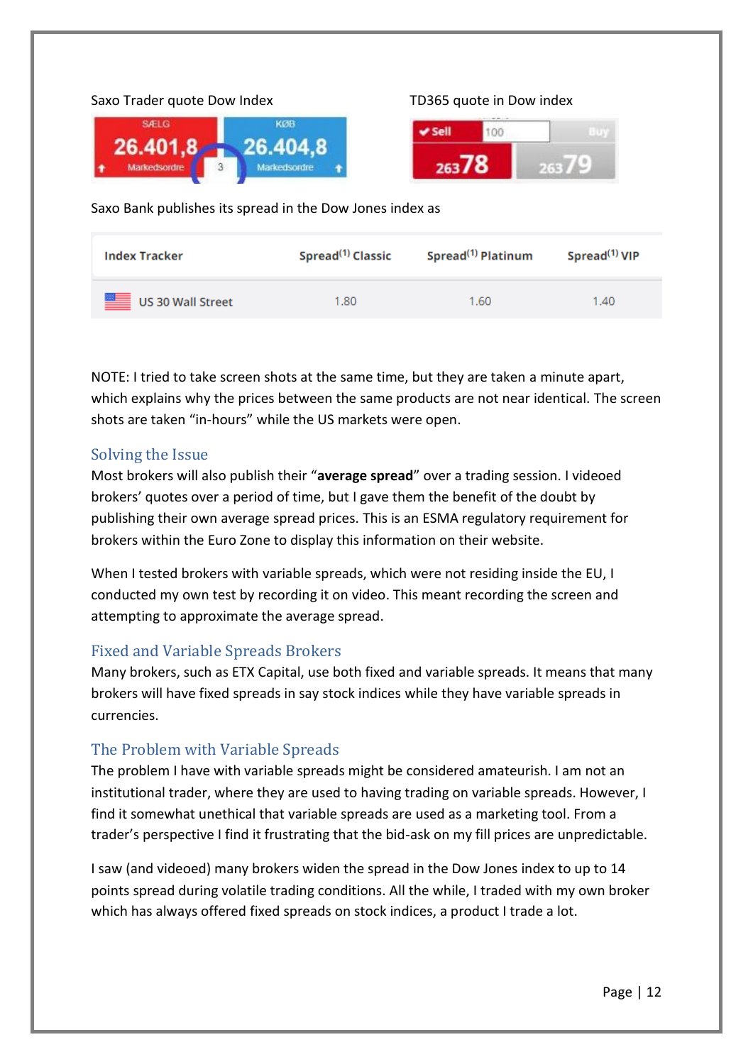Saxo Trader quote Dow Index

SÆLG 26.401,8 Markedsordre 3 KØB 26.404,8 Markedsordre

TD365 quote in Dow index

Sell 100 Buy 26378 26379

Saxo Bank publishes its spread in the Dow Jones index as

| Index Tracker | Spread[1] Classic | Spread[1] Platinum | Spread[1] VIP |
| --- | --- | --- | --- |
| US 30 Wall Street | 1.80 | 1.60 | 1.40 |

NOTE: I tried to take screen shots at the same time, but they are taken a minute apart, which explains why the prices between the same products are not near identical. The screen shots are taken "in-hours" while the US markets were open.

## Solving the Issue

Most brokers will also publish their "**average spread**" over a trading session. I videoed brokers' quotes over a period of time, but I gave them the benefit of the doubt by publishing their own average spread prices. This is an ESMA regulatory requirement for brokers within the Euro Zone to display this information on their website.

When I tested brokers with variable spreads, which were not residing inside the EU, I conducted my own test by recording it on video. This meant recording the screen and attempting to approximate the average spread.

## Fixed and Variable Spreads Brokers

Many brokers, such as ETX Capital, use both fixed and variable spreads. It means that many brokers will have fixed spreads in say stock indices while they have variable spreads in currencies.

## The Problem with Variable Spreads

The problem I have with variable spreads might be considered amateurish. I am not an institutional trader, where they are used to having trading on variable spreads. However, I find it somewhat unethical that variable spreads are used as a marketing tool. From a trader's perspective I find it frustrating that the bid-ask on my fill prices are unpredictable.

I saw (and videoed) many brokers widen the spread in the Dow Jones index to up to 14 points spread during volatile trading conditions. All the while, I traded with my own broker which has always offered fixed spreads on stock indices, a product I trade a lot.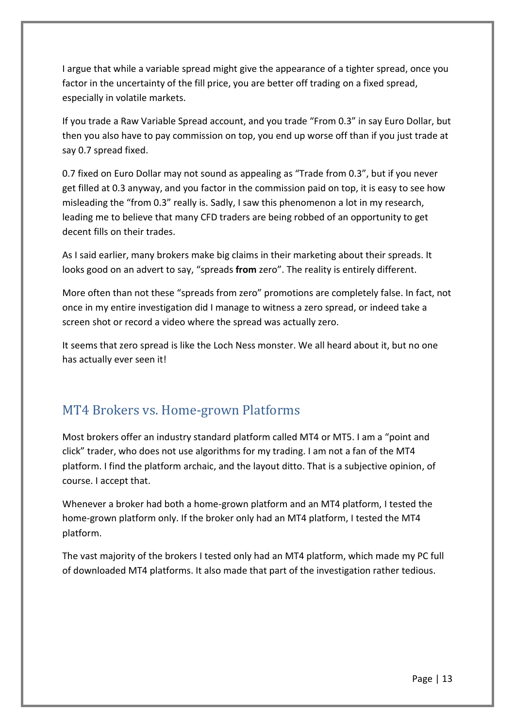I argue that while a variable spread might give the appearance of a tighter spread, once you factor in the uncertainty of the fill price, you are better off trading on a fixed spread, especially in volatile markets.

If you trade a Raw Variable Spread account, and you trade "From 0.3" in say Euro Dollar, but then you also have to pay commission on top, you end up worse off than if you just trade at say 0.7 spread fixed.

0.7 fixed on Euro Dollar may not sound as appealing as "Trade from 0.3", but if you never get filled at 0.3 anyway, and you factor in the commission paid on top, it is easy to see how misleading the "from 0.3" really is. Sadly, I saw this phenomenon a lot in my research, leading me to believe that many CFD traders are being robbed of an opportunity to get decent fills on their trades.

As I said earlier, many brokers make big claims in their marketing about their spreads. It looks good on an advert to say, "spreads **from** zero". The reality is entirely different.

More often than not these "spreads from zero" promotions are completely false. In fact, not once in my entire investigation did I manage to witness a zero spread, or indeed take a screen shot or record a video where the spread was actually zero.

It seems that zero spread is like the Loch Ness monster. We all heard about it, but no one has actually ever seen it!

## MT4 Brokers vs. Home-grown Platforms

Most brokers offer an industry standard platform called MT4 or MT5. I am a "point and click" trader, who does not use algorithms for my trading. I am not a fan of the MT4 platform. I find the platform archaic, and the layout ditto. That is a subjective opinion, of course. I accept that.

Whenever a broker had both a home-grown platform and an MT4 platform, I tested the home-grown platform only. If the broker only had an MT4 platform, I tested the MT4 platform.

The vast majority of the brokers I tested only had an MT4 platform, which made my PC full of downloaded MT4 platforms. It also made that part of the investigation rather tedious.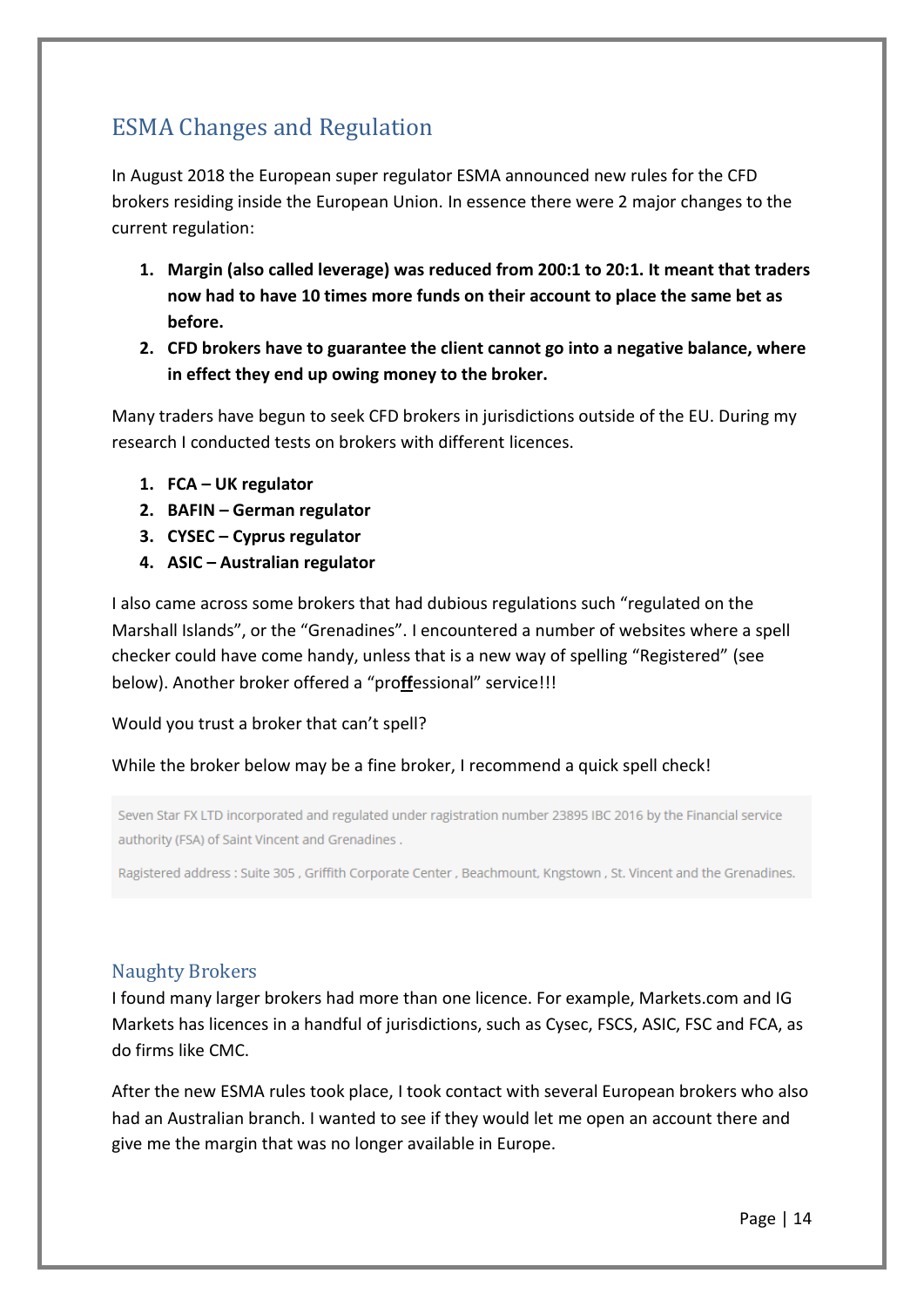## ESMA Changes and Regulation

In August 2018 the European super regulator ESMA announced new rules for the CFD brokers residing inside the European Union. In essence there were 2 major changes to the current regulation:

1. **Margin (also called leverage) was reduced from 200:1 to 20:1. It meant that traders now had to have 10 times more funds on their account to place the same bet as before.**
2. **CFD brokers have to guarantee the client cannot go into a negative balance, where in effect they end up owing money to the broker.**

Many traders have begun to seek CFD brokers in jurisdictions outside of the EU. During my research I conducted tests on brokers with different licences.

1. **FCA – UK regulator**
2. **BAFIN – German regulator**
3. **CYSEC – Cyprus regulator**
4. **ASIC – Australian regulator**

I also came across some brokers that had dubious regulations such "regulated on the Marshall Islands", or the "Grenadines". I encountered a number of websites where a spell checker could have come handy, unless that is a new way of spelling "Registered" (see below). Another broker offered a "pro**ff**essional" service!!!

Would you trust a broker that can't spell?

While the broker below may be a fine broker, I recommend a quick spell check!

> Seven Star FX LTD incorporated and regulated under ragistration number 23895 IBC 2016 by the Financial service authority (FSA) of Saint Vincent and Grenadines .
>
> Ragistered address : Suite 305 , Griffith Corporate Center , Beachmount, Kngstown , St. Vincent and the Grenadines.

### Naughty Brokers

I found many larger brokers had more than one licence. For example, Markets.com and IG Markets has licences in a handful of jurisdictions, such as Cysec, FSCS, ASIC, FSC and FCA, as do firms like CMC.

After the new ESMA rules took place, I took contact with several European brokers who also had an Australian branch. I wanted to see if they would let me open an account there and give me the margin that was no longer available in Europe.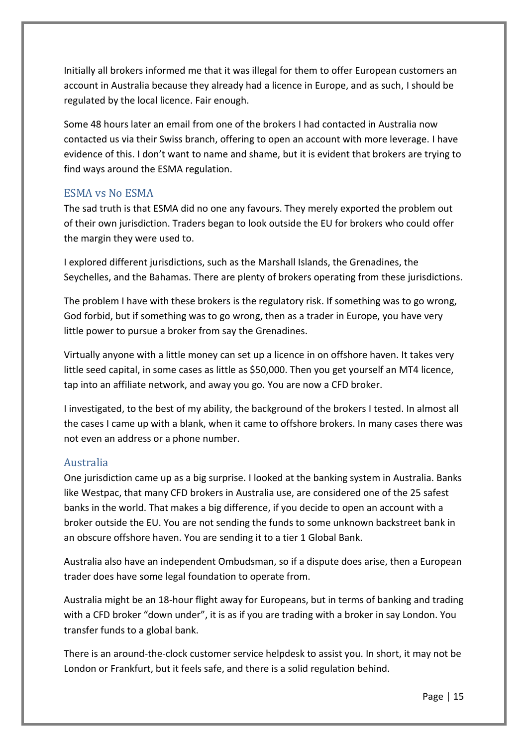Initially all brokers informed me that it was illegal for them to offer European customers an account in Australia because they already had a licence in Europe, and as such, I should be regulated by the local licence. Fair enough.

Some 48 hours later an email from one of the brokers I had contacted in Australia now contacted us via their Swiss branch, offering to open an account with more leverage. I have evidence of this. I don't want to name and shame, but it is evident that brokers are trying to find ways around the ESMA regulation.

## ESMA vs No ESMA

The sad truth is that ESMA did no one any favours. They merely exported the problem out of their own jurisdiction. Traders began to look outside the EU for brokers who could offer the margin they were used to.

I explored different jurisdictions, such as the Marshall Islands, the Grenadines, the Seychelles, and the Bahamas. There are plenty of brokers operating from these jurisdictions.

The problem I have with these brokers is the regulatory risk. If something was to go wrong, God forbid, but if something was to go wrong, then as a trader in Europe, you have very little power to pursue a broker from say the Grenadines.

Virtually anyone with a little money can set up a licence in on offshore haven. It takes very little seed capital, in some cases as little as $50,000. Then you get yourself an MT4 licence, tap into an affiliate network, and away you go. You are now a CFD broker.

I investigated, to the best of my ability, the background of the brokers I tested. In almost all the cases I came up with a blank, when it came to offshore brokers. In many cases there was not even an address or a phone number.

## Australia

One jurisdiction came up as a big surprise. I looked at the banking system in Australia. Banks like Westpac, that many CFD brokers in Australia use, are considered one of the 25 safest banks in the world. That makes a big difference, if you decide to open an account with a broker outside the EU. You are not sending the funds to some unknown backstreet bank in an obscure offshore haven. You are sending it to a tier 1 Global Bank.

Australia also have an independent Ombudsman, so if a dispute does arise, then a European trader does have some legal foundation to operate from.

Australia might be an 18-hour flight away for Europeans, but in terms of banking and trading with a CFD broker "down under", it is as if you are trading with a broker in say London. You transfer funds to a global bank.

There is an around-the-clock customer service helpdesk to assist you. In short, it may not be London or Frankfurt, but it feels safe, and there is a solid regulation behind.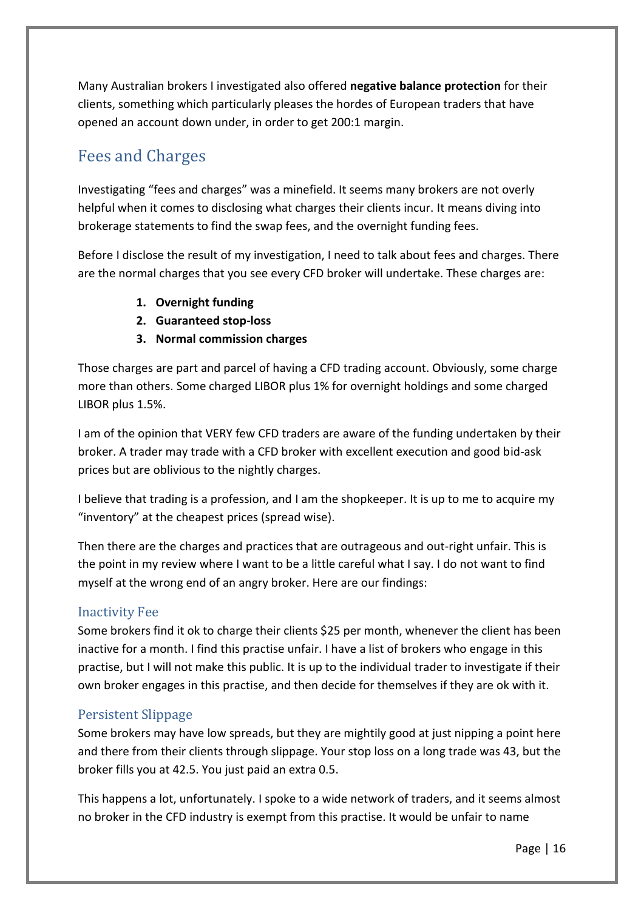Many Australian brokers I investigated also offered **negative balance protection** for their clients, something which particularly pleases the hordes of European traders that have opened an account down under, in order to get 200:1 margin.

## Fees and Charges

Investigating "fees and charges" was a minefield. It seems many brokers are not overly helpful when it comes to disclosing what charges their clients incur. It means diving into brokerage statements to find the swap fees, and the overnight funding fees.

Before I disclose the result of my investigation, I need to talk about fees and charges. There are the normal charges that you see every CFD broker will undertake. These charges are:

1. **Overnight funding**
2. **Guaranteed stop-loss**
3. **Normal commission charges**

Those charges are part and parcel of having a CFD trading account. Obviously, some charge more than others. Some charged LIBOR plus 1% for overnight holdings and some charged LIBOR plus 1.5%.

I am of the opinion that VERY few CFD traders are aware of the funding undertaken by their broker. A trader may trade with a CFD broker with excellent execution and good bid-ask prices but are oblivious to the nightly charges.

I believe that trading is a profession, and I am the shopkeeper. It is up to me to acquire my "inventory" at the cheapest prices (spread wise).

Then there are the charges and practices that are outrageous and out-right unfair. This is the point in my review where I want to be a little careful what I say. I do not want to find myself at the wrong end of an angry broker. Here are our findings:

### Inactivity Fee

Some brokers find it ok to charge their clients $25 per month, whenever the client has been inactive for a month. I find this practise unfair. I have a list of brokers who engage in this practise, but I will not make this public. It is up to the individual trader to investigate if their own broker engages in this practise, and then decide for themselves if they are ok with it.

### Persistent Slippage

Some brokers may have low spreads, but they are mightily good at just nipping a point here and there from their clients through slippage. Your stop loss on a long trade was 43, but the broker fills you at 42.5. You just paid an extra 0.5.

This happens a lot, unfortunately. I spoke to a wide network of traders, and it seems almost no broker in the CFD industry is exempt from this practise. It would be unfair to name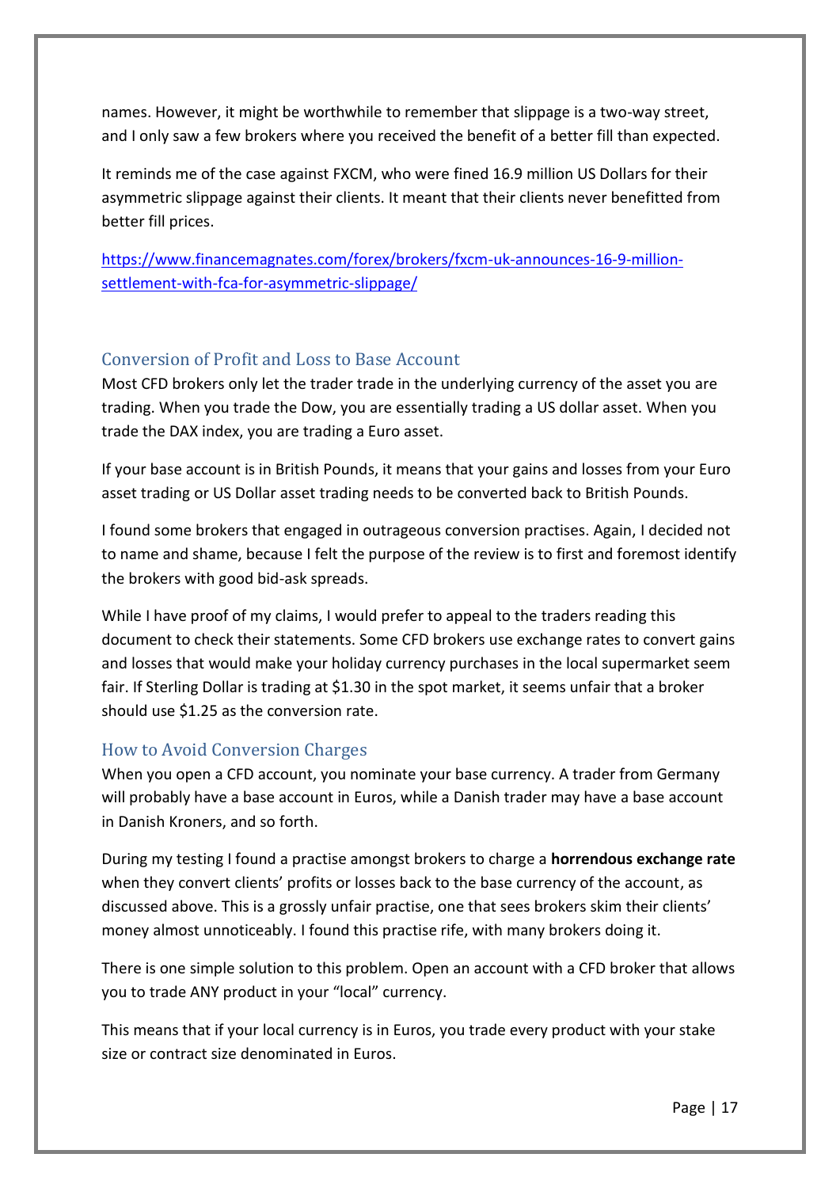names. However, it might be worthwhile to remember that slippage is a two-way street, and I only saw a few brokers where you received the benefit of a better fill than expected.

It reminds me of the case against FXCM, who were fined 16.9 million US Dollars for their asymmetric slippage against their clients. It meant that their clients never benefitted from better fill prices.

[https://www.financemagnates.com/forex/brokers/fxcm-uk-announces-16-9-million-settlement-with-fca-for-asymmetric-slippage/](https://www.financemagnates.com/forex/brokers/fxcm-uk-announces-16-9-million-settlement-with-fca-for-asymmetric-slippage/)

## Conversion of Profit and Loss to Base Account

Most CFD brokers only let the trader trade in the underlying currency of the asset you are trading. When you trade the Dow, you are essentially trading a US dollar asset. When you trade the DAX index, you are trading a Euro asset.

If your base account is in British Pounds, it means that your gains and losses from your Euro asset trading or US Dollar asset trading needs to be converted back to British Pounds.

I found some brokers that engaged in outrageous conversion practises. Again, I decided not to name and shame, because I felt the purpose of the review is to first and foremost identify the brokers with good bid-ask spreads.

While I have proof of my claims, I would prefer to appeal to the traders reading this document to check their statements. Some CFD brokers use exchange rates to convert gains and losses that would make your holiday currency purchases in the local supermarket seem fair. If Sterling Dollar is trading at $1.30 in the spot market, it seems unfair that a broker should use $1.25 as the conversion rate.

## How to Avoid Conversion Charges

When you open a CFD account, you nominate your base currency. A trader from Germany will probably have a base account in Euros, while a Danish trader may have a base account in Danish Kroners, and so forth.

During my testing I found a practise amongst brokers to charge a **horrendous exchange rate** when they convert clients' profits or losses back to the base currency of the account, as discussed above. This is a grossly unfair practise, one that sees brokers skim their clients' money almost unnoticeably. I found this practise rife, with many brokers doing it.

There is one simple solution to this problem. Open an account with a CFD broker that allows you to trade ANY product in your "local" currency.

This means that if your local currency is in Euros, you trade every product with your stake size or contract size denominated in Euros.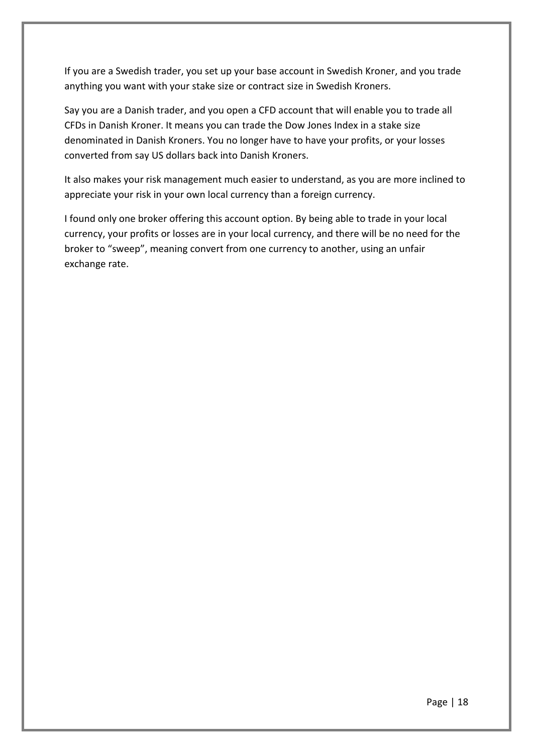If you are a Swedish trader, you set up your base account in Swedish Kroner, and you trade anything you want with your stake size or contract size in Swedish Kroners.

Say you are a Danish trader, and you open a CFD account that will enable you to trade all CFDs in Danish Kroner. It means you can trade the Dow Jones Index in a stake size denominated in Danish Kroners. You no longer have to have your profits, or your losses converted from say US dollars back into Danish Kroners.

It also makes your risk management much easier to understand, as you are more inclined to appreciate your risk in your own local currency than a foreign currency.

I found only one broker offering this account option. By being able to trade in your local currency, your profits or losses are in your local currency, and there will be no need for the broker to "sweep", meaning convert from one currency to another, using an unfair exchange rate.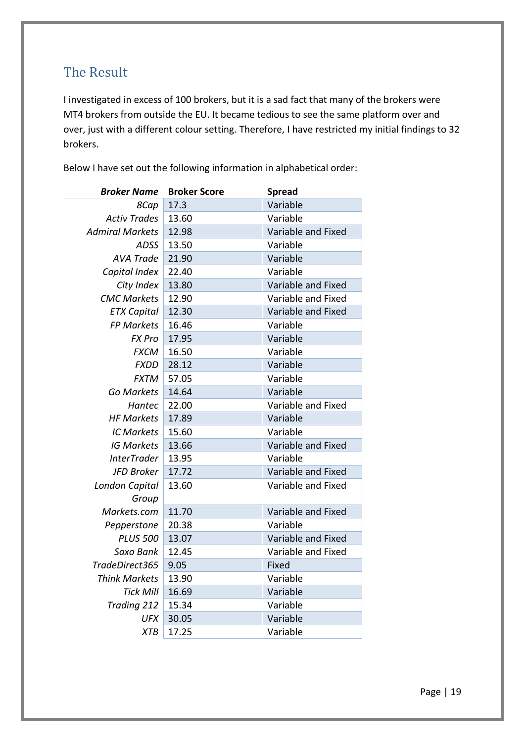## The Result

I investigated in excess of 100 brokers, but it is a sad fact that many of the brokers were MT4 brokers from outside the EU. It became tedious to see the same platform over and over, just with a different colour setting. Therefore, I have restricted my initial findings to 32 brokers.

Below I have set out the following information in alphabetical order:

| *Broker Name* | Broker Score | Spread |
|---:|---|---|
| *8Cap* | 17.3 | Variable |
| *Activ Trades* | 13.60 | Variable |
| *Admiral Markets* | 12.98 | Variable and Fixed |
| *ADSS* | 13.50 | Variable |
| *AVA Trade* | 21.90 | Variable |
| *Capital Index* | 22.40 | Variable |
| *City Index* | 13.80 | Variable and Fixed |
| *CMC Markets* | 12.90 | Variable and Fixed |
| *ETX Capital* | 12.30 | Variable and Fixed |
| *FP Markets* | 16.46 | Variable |
| *FX Pro* | 17.95 | Variable |
| *FXCM* | 16.50 | Variable |
| *FXDD* | 28.12 | Variable |
| *FXTM* | 57.05 | Variable |
| *Go Markets* | 14.64 | Variable |
| *Hantec* | 22.00 | Variable and Fixed |
| *HF Markets* | 17.89 | Variable |
| *IC Markets* | 15.60 | Variable |
| *IG Markets* | 13.66 | Variable and Fixed |
| *InterTrader* | 13.95 | Variable |
| *JFD Broker* | 17.72 | Variable and Fixed |
| *London Capital Group* | 13.60 | Variable and Fixed |
| *Markets.com* | 11.70 | Variable and Fixed |
| *Pepperstone* | 20.38 | Variable |
| *PLUS 500* | 13.07 | Variable and Fixed |
| *Saxo Bank* | 12.45 | Variable and Fixed |
| *TradeDirect365* | 9.05 | Fixed |
| *Think Markets* | 13.90 | Variable |
| *Tick Mill* | 16.69 | Variable |
| *Trading 212* | 15.34 | Variable |
| *UFX* | 30.05 | Variable |
| *XTB* | 17.25 | Variable |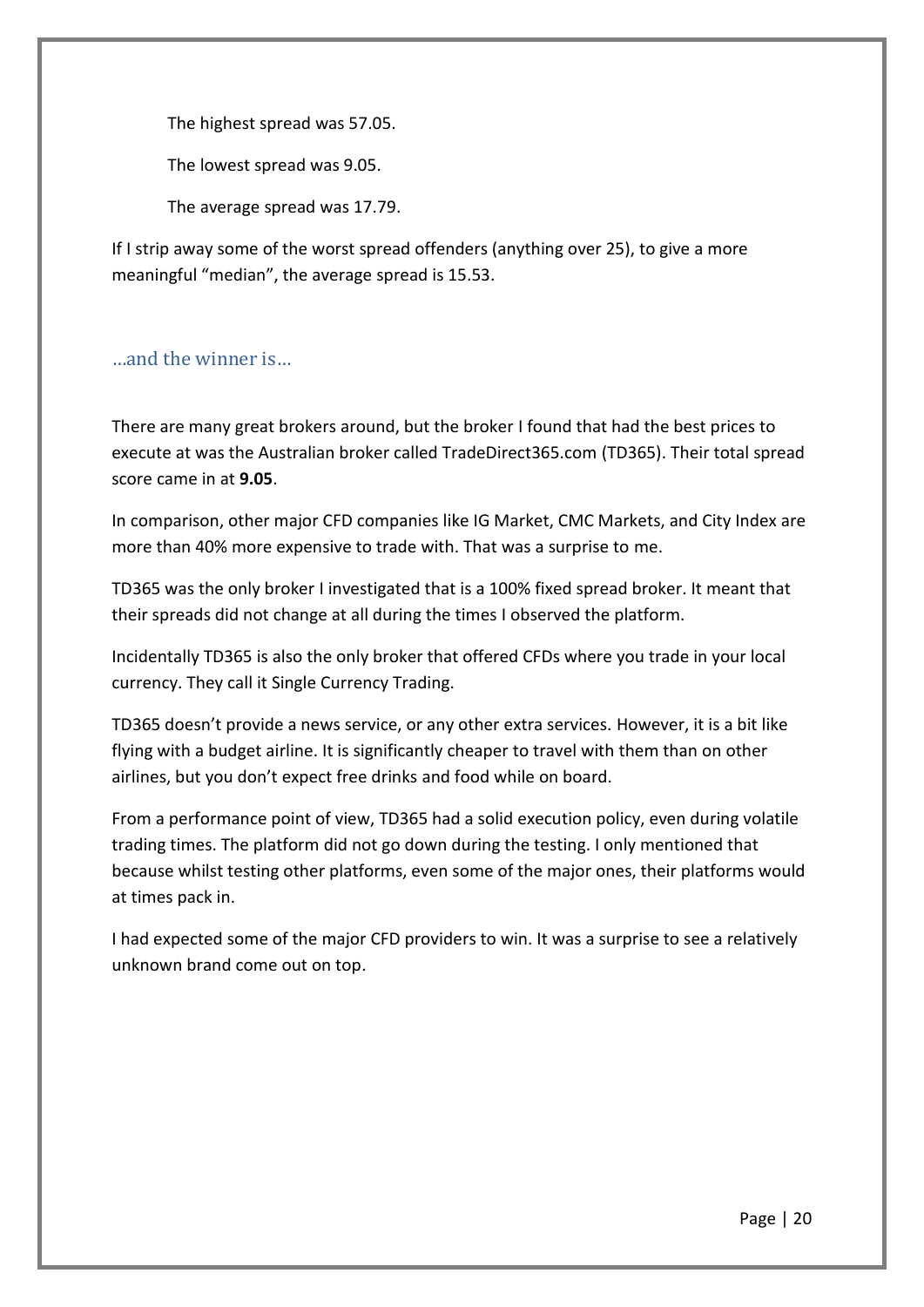The highest spread was 57.05.

The lowest spread was 9.05.

The average spread was 17.79.

If I strip away some of the worst spread offenders (anything over 25), to give a more meaningful "median", the average spread is 15.53.

## …and the winner is…

There are many great brokers around, but the broker I found that had the best prices to execute at was the Australian broker called TradeDirect365.com (TD365). Their total spread score came in at **9.05**.

In comparison, other major CFD companies like IG Market, CMC Markets, and City Index are more than 40% more expensive to trade with. That was a surprise to me.

TD365 was the only broker I investigated that is a 100% fixed spread broker. It meant that their spreads did not change at all during the times I observed the platform.

Incidentally TD365 is also the only broker that offered CFDs where you trade in your local currency. They call it Single Currency Trading.

TD365 doesn't provide a news service, or any other extra services. However, it is a bit like flying with a budget airline. It is significantly cheaper to travel with them than on other airlines, but you don't expect free drinks and food while on board.

From a performance point of view, TD365 had a solid execution policy, even during volatile trading times. The platform did not go down during the testing. I only mentioned that because whilst testing other platforms, even some of the major ones, their platforms would at times pack in.

I had expected some of the major CFD providers to win. It was a surprise to see a relatively unknown brand come out on top.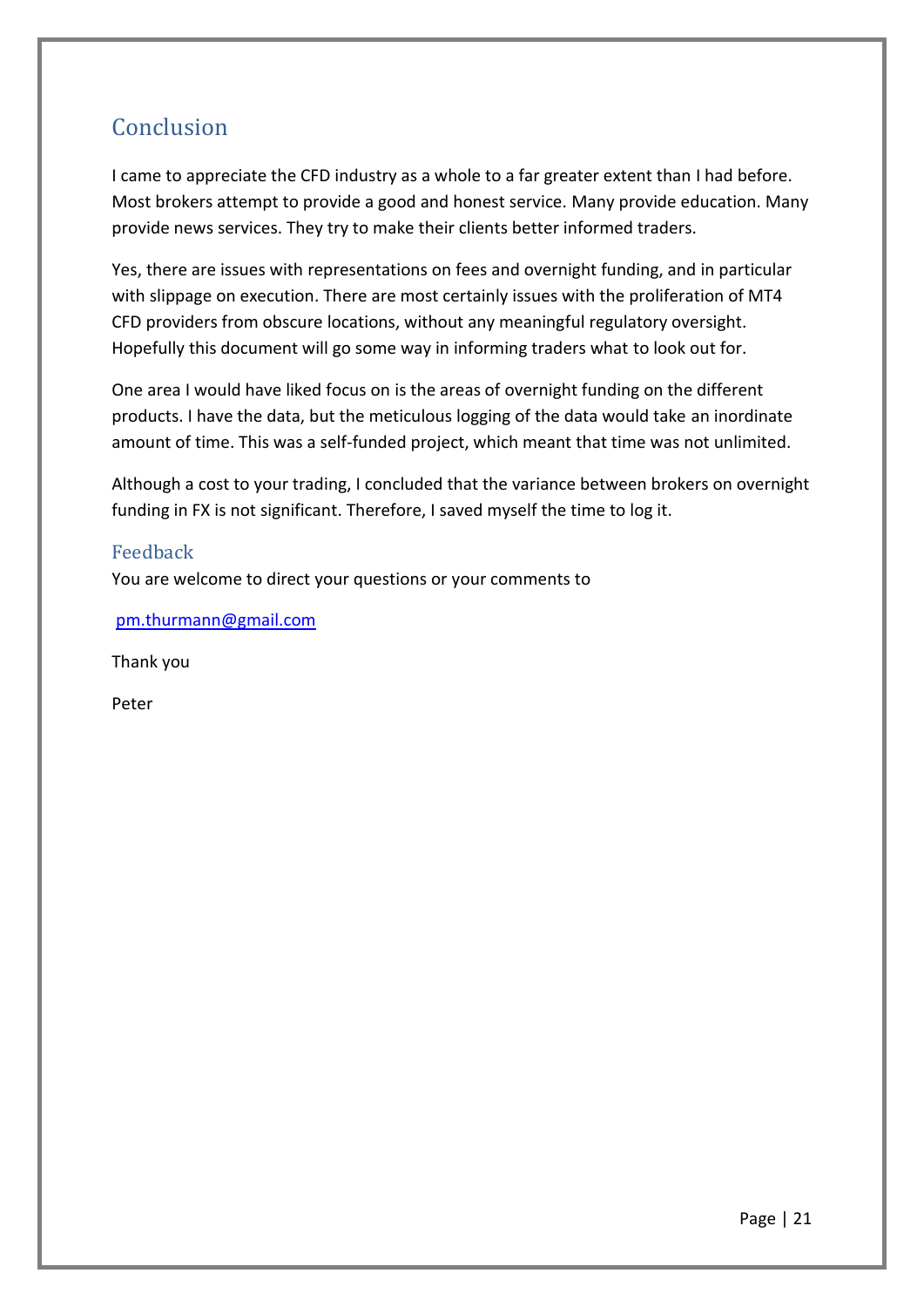## Conclusion

I came to appreciate the CFD industry as a whole to a far greater extent than I had before. Most brokers attempt to provide a good and honest service. Many provide education. Many provide news services. They try to make their clients better informed traders.

Yes, there are issues with representations on fees and overnight funding, and in particular with slippage on execution. There are most certainly issues with the proliferation of MT4 CFD providers from obscure locations, without any meaningful regulatory oversight. Hopefully this document will go some way in informing traders what to look out for.

One area I would have liked focus on is the areas of overnight funding on the different products. I have the data, but the meticulous logging of the data would take an inordinate amount of time. This was a self-funded project, which meant that time was not unlimited.

Although a cost to your trading, I concluded that the variance between brokers on overnight funding in FX is not significant. Therefore, I saved myself the time to log it.

### Feedback

You are welcome to direct your questions or your comments to

pm.thurmann@gmail.com

Thank you

Peter